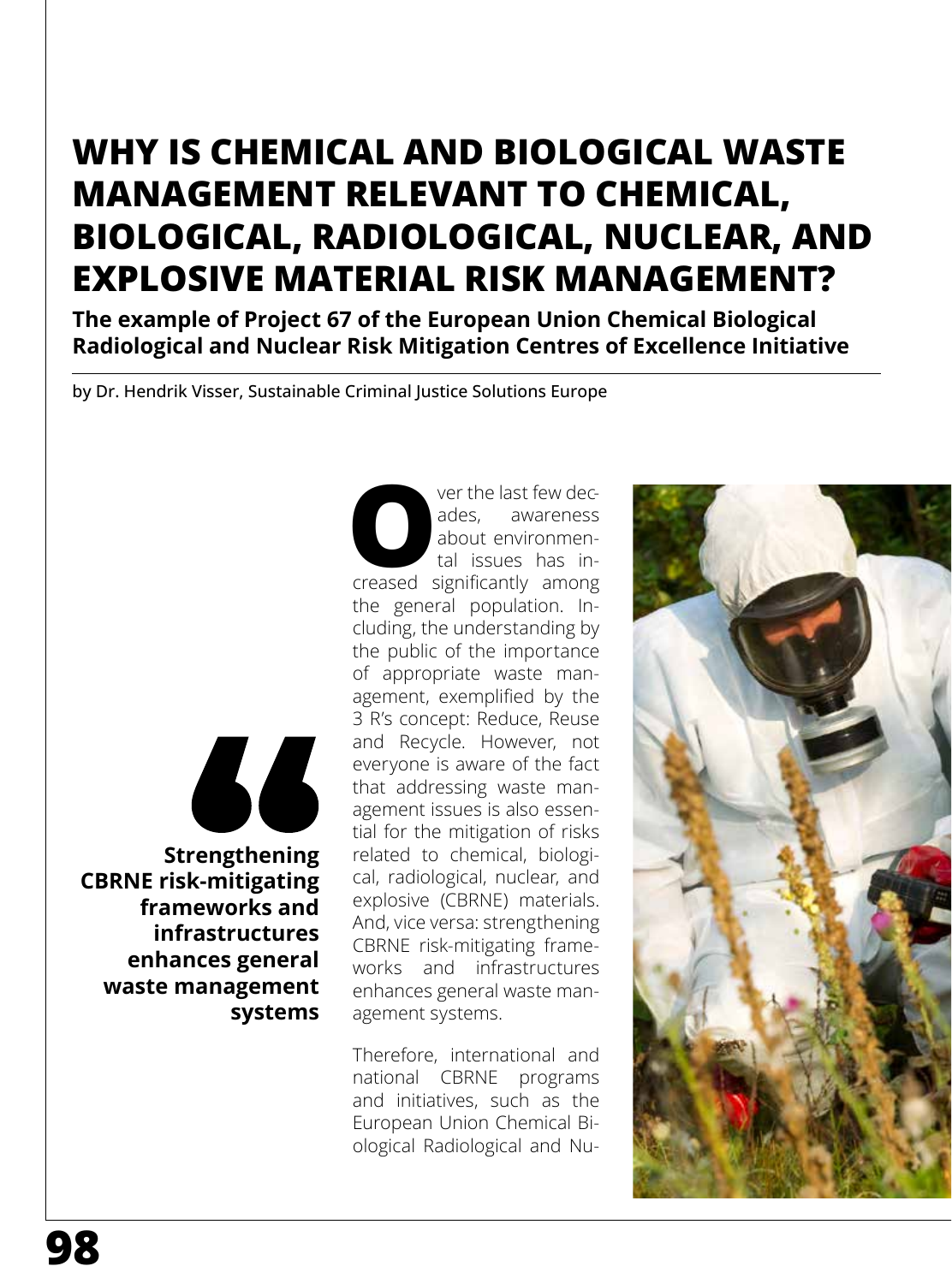# WHY IS CHEMICAL AND BIOLOGICAL WASTE MANAGEMENT RELEVANT TO CHEMICAL, BIOLOGICAL, RADIOLOGICAL, NUCLEAR, AND EXPLOSIVE MATERIAL RISK MANAGEMENT?

**The example of Project 67 of the European Union Chemical Biological Radiological and Nuclear Risk Mitigation Centres of Excellence Initiative**

by Dr. Hendrik Visser, Sustainable Criminal Justice Solutions Europe

> **Strengthening CBRNE risk-mitigating frameworks and infrastructures enhances general waste management systems**

Over the last few decades, awareness about environmental issues has increased significantly among the general population. Including, the understanding by the public of the importance of appropriate waste management, exemplified by the 3 R's concept: Reduce, Reuse and Recycle. However, not everyone is aware of the fact that addressing waste management issues is also essential for the mitigation of risks related to chemical, biological, radiological, nuclear, and explosive (CBRNE) materials. And, vice versa: strengthening CBRNE risk-mitigating frameworks and infrastructures enhances general waste management systems.

Therefore, international and national CBRNE programs and initiatives, such as the European Union Chemical Biological Radiological and Nu-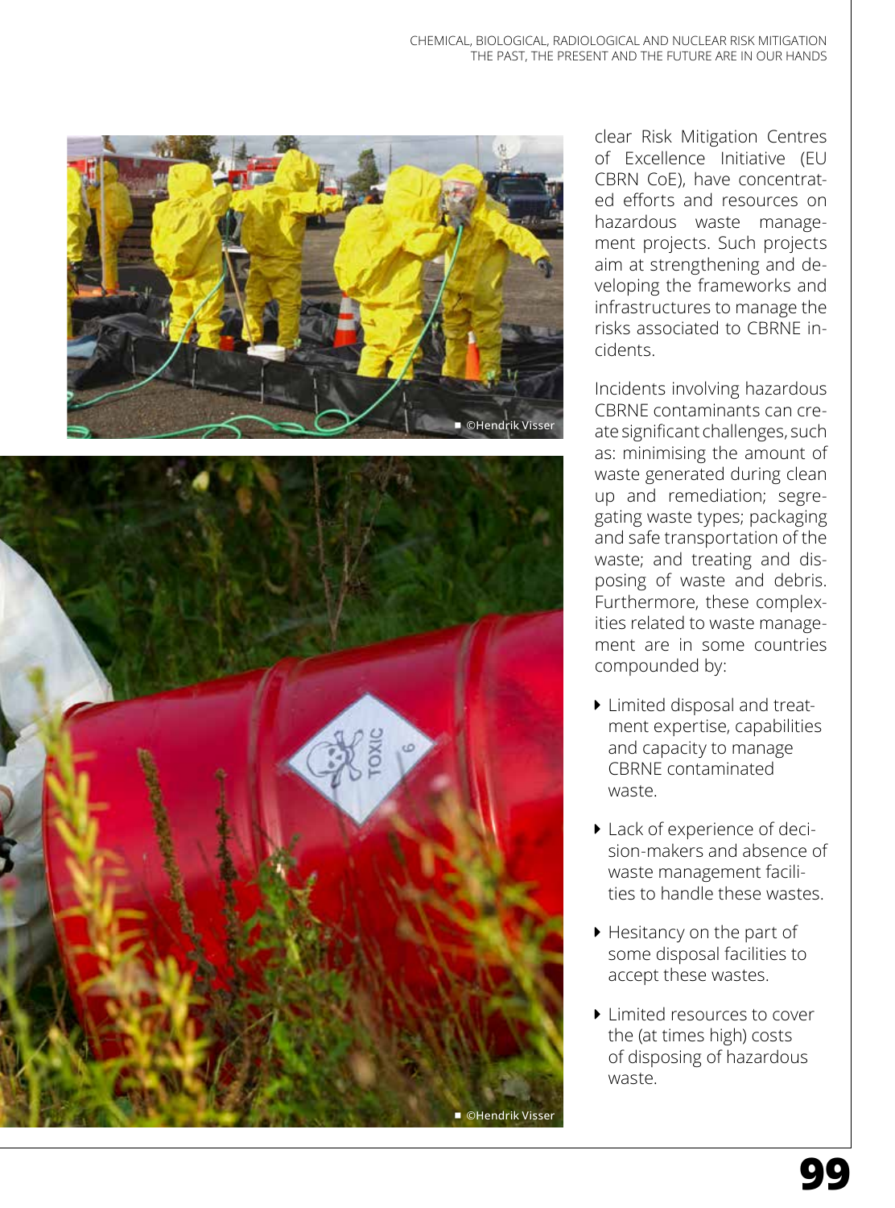clear Risk Mitigation Centres of Excellence Initiative (EU CBRN CoE), have concentrated efforts and resources on hazardous waste management projects. Such projects aim at strengthening and developing the frameworks and infrastructures to manage the risks associated to CBRNE incidents.

Incidents involving hazardous CBRNE contaminants can create significant challenges, such as: minimising the amount of waste generated during clean up and remediation; segregating waste types; packaging and safe transportation of the waste; and treating and disposing of waste and debris. Furthermore, these complexities related to waste management are in some countries compounded by:

- Limited disposal and treatment expertise, capabilities and capacity to manage CBRNE contaminated waste.
- Lack of experience of decision-makers and absence of waste management facilities to handle these wastes.
- Hesitancy on the part of some disposal facilities to accept these wastes.
- Limited resources to cover the (at times high) costs of disposing of hazardous waste.

■ ©Hendrik Visser

■ ©Hendrik Visser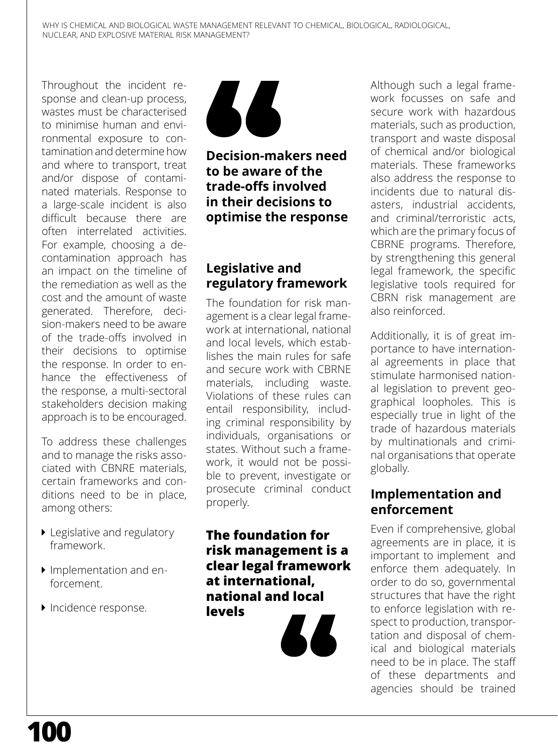Throughout the incident response and clean-up process, wastes must be characterised to minimise human and environmental exposure to contamination and determine how and where to transport, treat and/or dispose of contaminated materials. Response to a large-scale incident is also difficult because there are often interrelated activities. For example, choosing a decontamination approach has an impact on the timeline of the remediation as well as the cost and the amount of waste generated. Therefore, decision-makers need to be aware of the trade-offs involved in their decisions to optimise the response. In order to enhance the effectiveness of the response, a multi-sectoral stakeholders decision making approach is to be encouraged.

To address these challenges and to manage the risks associated with CBNRE materials, certain frameworks and conditions need to be in place, among others:

- Legislative and regulatory framework.
- Implementation and enforcement.
- Incidence response.

> **Decision-makers need to be aware of the trade-offs involved in their decisions to optimise the response**

## Legislative and regulatory framework

The foundation for risk management is a clear legal framework at international, national and local levels, which establishes the main rules for safe and secure work with CBRNE materials, including waste. Violations of these rules can entail responsibility, including criminal responsibility by individuals, organisations or states. Without such a framework, it would not be possible to prevent, investigate or prosecute criminal conduct properly.

> **The foundation for risk management is a clear legal framework at international, national and local levels**

Although such a legal framework focusses on safe and secure work with hazardous materials, such as production, transport and waste disposal of chemical and/or biological materials. These frameworks also address the response to incidents due to natural disasters, industrial accidents, and criminal/terroristic acts, which are the primary focus of CBRNE programs. Therefore, by strengthening this general legal framework, the specific legislative tools required for CBRN risk management are also reinforced.

Additionally, it is of great importance to have international agreements in place that stimulate harmonised national legislation to prevent geographical loopholes. This is especially true in light of the trade of hazardous materials by multinationals and criminal organisations that operate globally.

## Implementation and enforcement

Even if comprehensive, global agreements are in place, it is important to implement and enforce them adequately. In order to do so, governmental structures that have the right to enforce legislation with respect to production, transportation and disposal of chemical and biological materials need to be in place. The staff of these departments and agencies should be trained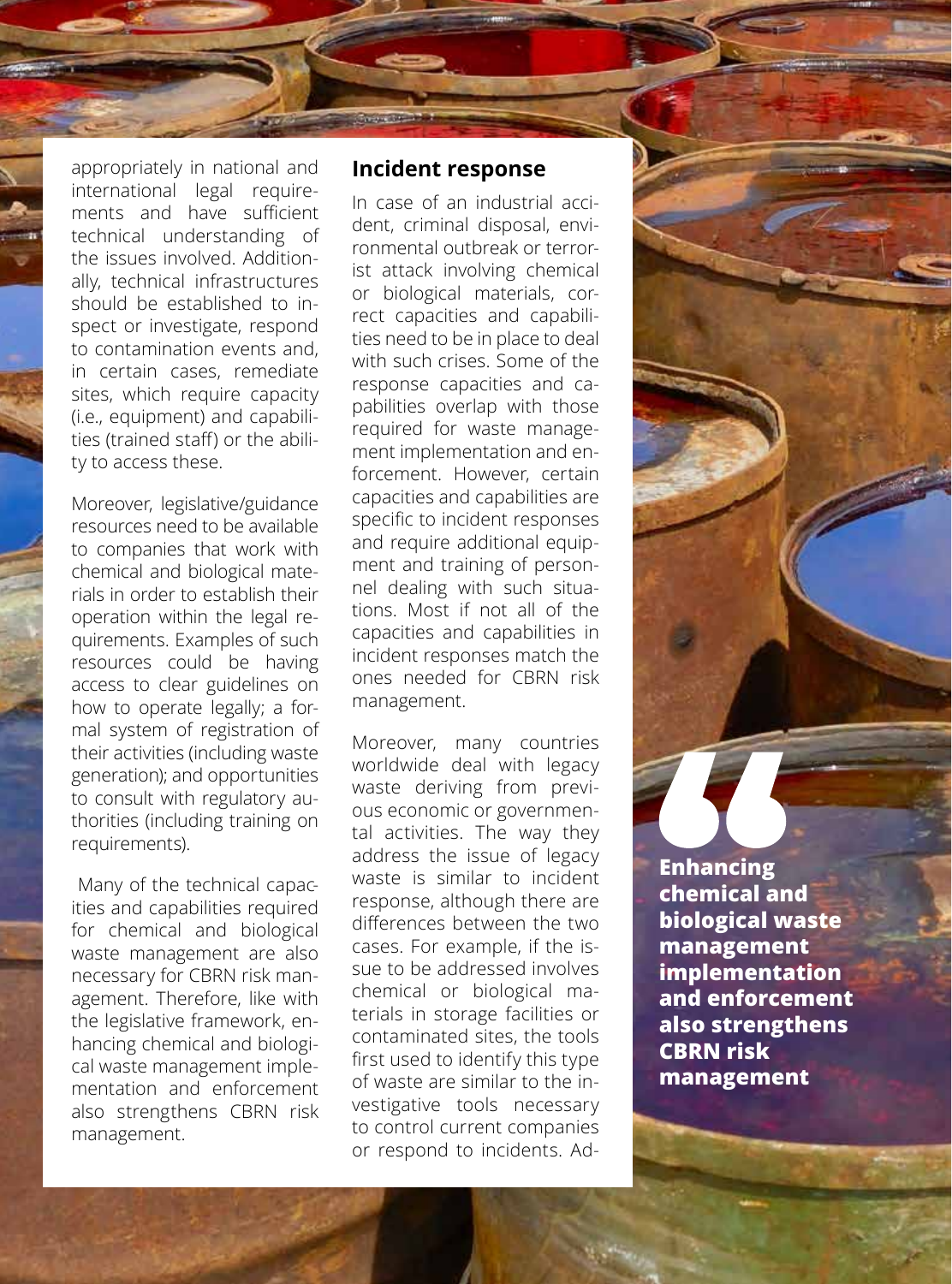appropriately in national and international legal requirements and have sufficient technical understanding of the issues involved. Additionally, technical infrastructures should be established to inspect or investigate, respond to contamination events and, in certain cases, remediate sites, which require capacity (i.e., equipment) and capabilities (trained staff) or the ability to access these.

Moreover, legislative/guidance resources need to be available to companies that work with chemical and biological materials in order to establish their operation within the legal requirements. Examples of such resources could be having access to clear guidelines on how to operate legally; a formal system of registration of their activities (including waste generation); and opportunities to consult with regulatory authorities (including training on requirements).

Many of the technical capacities and capabilities required for chemical and biological waste management are also necessary for CBRN risk management. Therefore, like with the legislative framework, enhancing chemical and biological waste management implementation and enforcement also strengthens CBRN risk management.

## Incident response

In case of an industrial accident, criminal disposal, environmental outbreak or terrorist attack involving chemical or biological materials, correct capacities and capabilities need to be in place to deal with such crises. Some of the response capacities and capabilities overlap with those required for waste management implementation and enforcement. However, certain capacities and capabilities are specific to incident responses and require additional equipment and training of personnel dealing with such situations. Most if not all of the capacities and capabilities in incident responses match the ones needed for CBRN risk management.

Moreover, many countries worldwide deal with legacy waste deriving from previous economic or governmental activities. The way they address the issue of legacy waste is similar to incident response, although there are differences between the two cases. For example, if the issue to be addressed involves chemical or biological materials in storage facilities or contaminated sites, the tools first used to identify this type of waste are similar to the investigative tools necessary to control current companies or respond to incidents. Ad-

> **Enhancing chemical and biological waste management implementation and enforcement also strengthens CBRN risk management**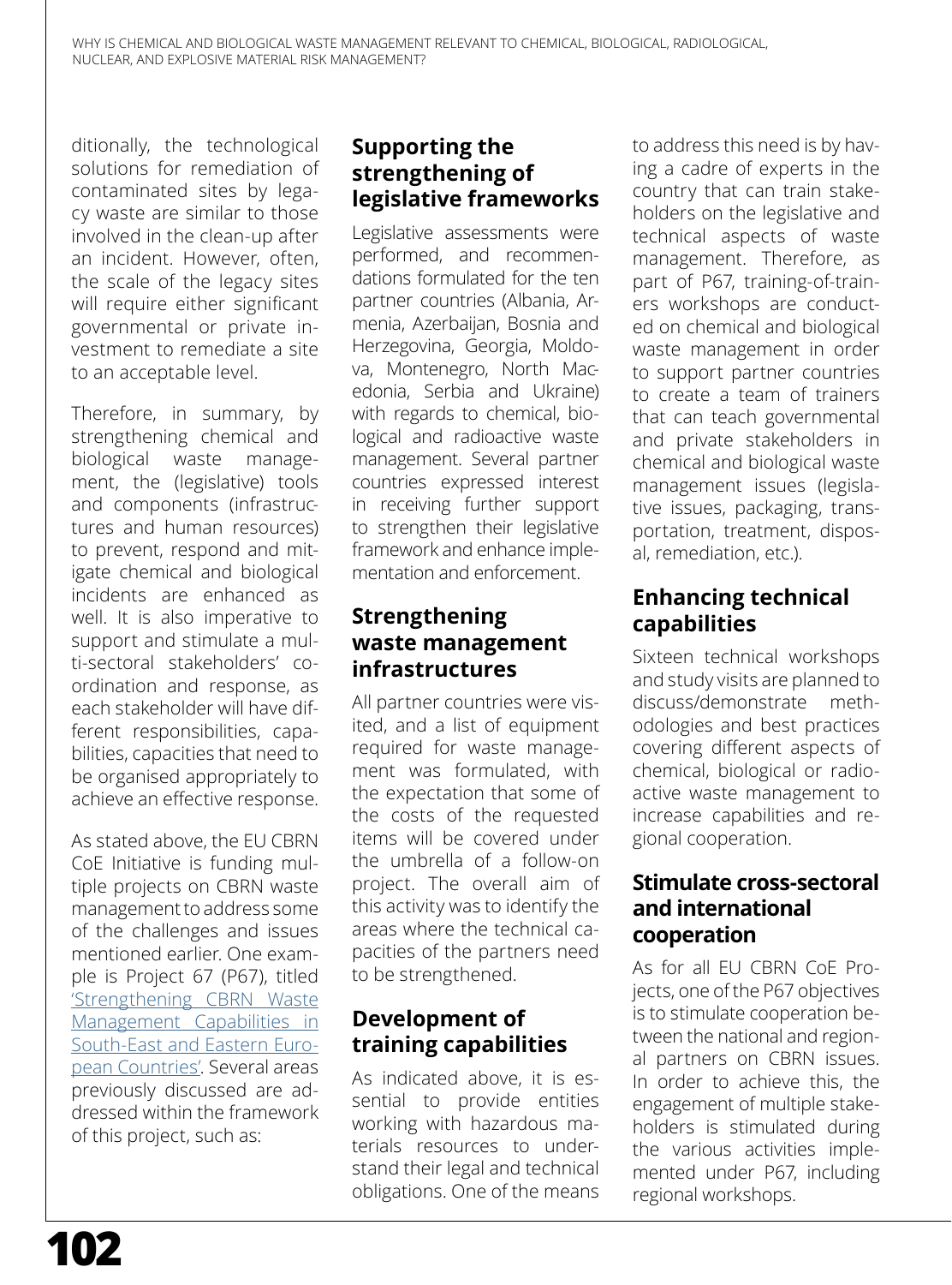ditionally, the technological solutions for remediation of contaminated sites by legacy waste are similar to those involved in the clean-up after an incident. However, often, the scale of the legacy sites will require either significant governmental or private investment to remediate a site to an acceptable level.

Therefore, in summary, by strengthening chemical and biological waste management, the (legislative) tools and components (infrastructures and human resources) to prevent, respond and mitigate chemical and biological incidents are enhanced as well. It is also imperative to support and stimulate a multi-sectoral stakeholders' coordination and response, as each stakeholder will have different responsibilities, capabilities, capacities that need to be organised appropriately to achieve an effective response.

As stated above, the EU CBRN CoE Initiative is funding multiple projects on CBRN waste management to address some of the challenges and issues mentioned earlier. One example is Project 67 (P67), titled 'Strengthening CBRN Waste Management Capabilities in South-East and Eastern European Countries'. Several areas previously discussed are addressed within the framework of this project, such as:

## Supporting the strengthening of legislative frameworks

Legislative assessments were performed, and recommendations formulated for the ten partner countries (Albania, Armenia, Azerbaijan, Bosnia and Herzegovina, Georgia, Moldova, Montenegro, North Macedonia, Serbia and Ukraine) with regards to chemical, biological and radioactive waste management. Several partner countries expressed interest in receiving further support to strengthen their legislative framework and enhance implementation and enforcement.

## Strengthening waste management infrastructures

All partner countries were visited, and a list of equipment required for waste management was formulated, with the expectation that some of the costs of the requested items will be covered under the umbrella of a follow-on project. The overall aim of this activity was to identify the areas where the technical capacities of the partners need to be strengthened.

## Development of training capabilities

As indicated above, it is essential to provide entities working with hazardous materials resources to understand their legal and technical obligations. One of the means to address this need is by having a cadre of experts in the country that can train stakeholders on the legislative and technical aspects of waste management. Therefore, as part of P67, training-of-trainers workshops are conducted on chemical and biological waste management in order to support partner countries to create a team of trainers that can teach governmental and private stakeholders in chemical and biological waste management issues (legislative issues, packaging, transportation, treatment, disposal, remediation, etc.).

## Enhancing technical capabilities

Sixteen technical workshops and study visits are planned to discuss/demonstrate methodologies and best practices covering different aspects of chemical, biological or radioactive waste management to increase capabilities and regional cooperation.

## Stimulate cross-sectoral and international cooperation

As for all EU CBRN CoE Projects, one of the P67 objectives is to stimulate cooperation between the national and regional partners on CBRN issues. In order to achieve this, the engagement of multiple stakeholders is stimulated during the various activities implemented under P67, including regional workshops.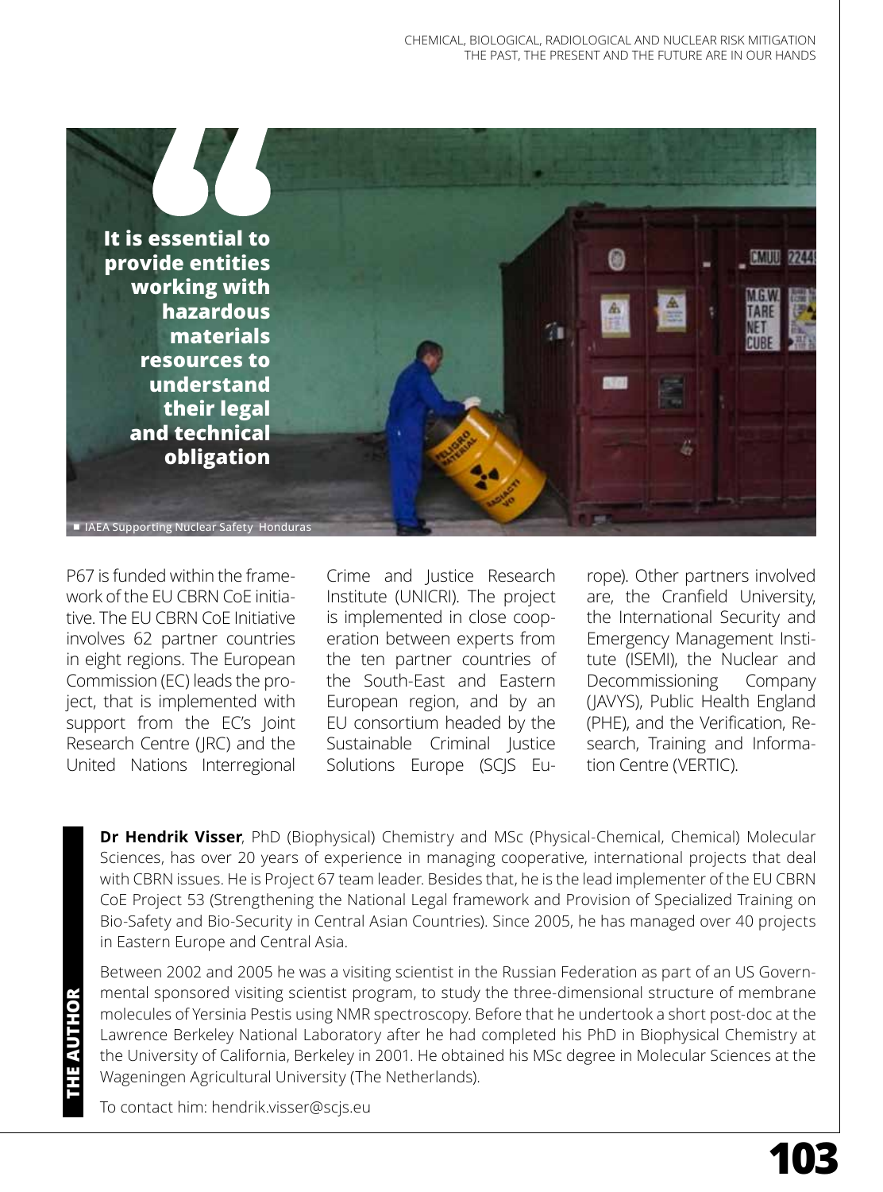> **It is essential to provide entities working with hazardous materials resources to understand their legal and technical obligation**

■ IAEA Supporting Nuclear Safety Honduras

P67 is funded within the framework of the EU CBRN CoE initiative. The EU CBRN CoE Initiative involves 62 partner countries in eight regions. The European Commission (EC) leads the project, that is implemented with support from the EC's Joint Research Centre (JRC) and the United Nations Interregional Crime and Justice Research Institute (UNICRI). The project is implemented in close cooperation between experts from the ten partner countries of the South-East and Eastern European region, and by an EU consortium headed by the Sustainable Criminal Justice Solutions Europe (SCJS Europe). Other partners involved are, the Cranfield University, the International Security and Emergency Management Institute (ISEMI), the Nuclear and Decommissioning Company (JAVYS), Public Health England (PHE), and the Verification, Research, Training and Information Centre (VERTIC).

## THE AUTHOR

**Dr Hendrik Visser**, PhD (Biophysical) Chemistry and MSc (Physical-Chemical, Chemical) Molecular Sciences, has over 20 years of experience in managing cooperative, international projects that deal with CBRN issues. He is Project 67 team leader. Besides that, he is the lead implementer of the EU CBRN CoE Project 53 (Strengthening the National Legal framework and Provision of Specialized Training on Bio-Safety and Bio-Security in Central Asian Countries). Since 2005, he has managed over 40 projects in Eastern Europe and Central Asia.

Between 2002 and 2005 he was a visiting scientist in the Russian Federation as part of an US Governmental sponsored visiting scientist program, to study the three-dimensional structure of membrane molecules of Yersinia Pestis using NMR spectroscopy. Before that he undertook a short post-doc at the Lawrence Berkeley National Laboratory after he had completed his PhD in Biophysical Chemistry at the University of California, Berkeley in 2001. He obtained his MSc degree in Molecular Sciences at the Wageningen Agricultural University (The Netherlands).

To contact him: hendrik.visser@scjs.eu